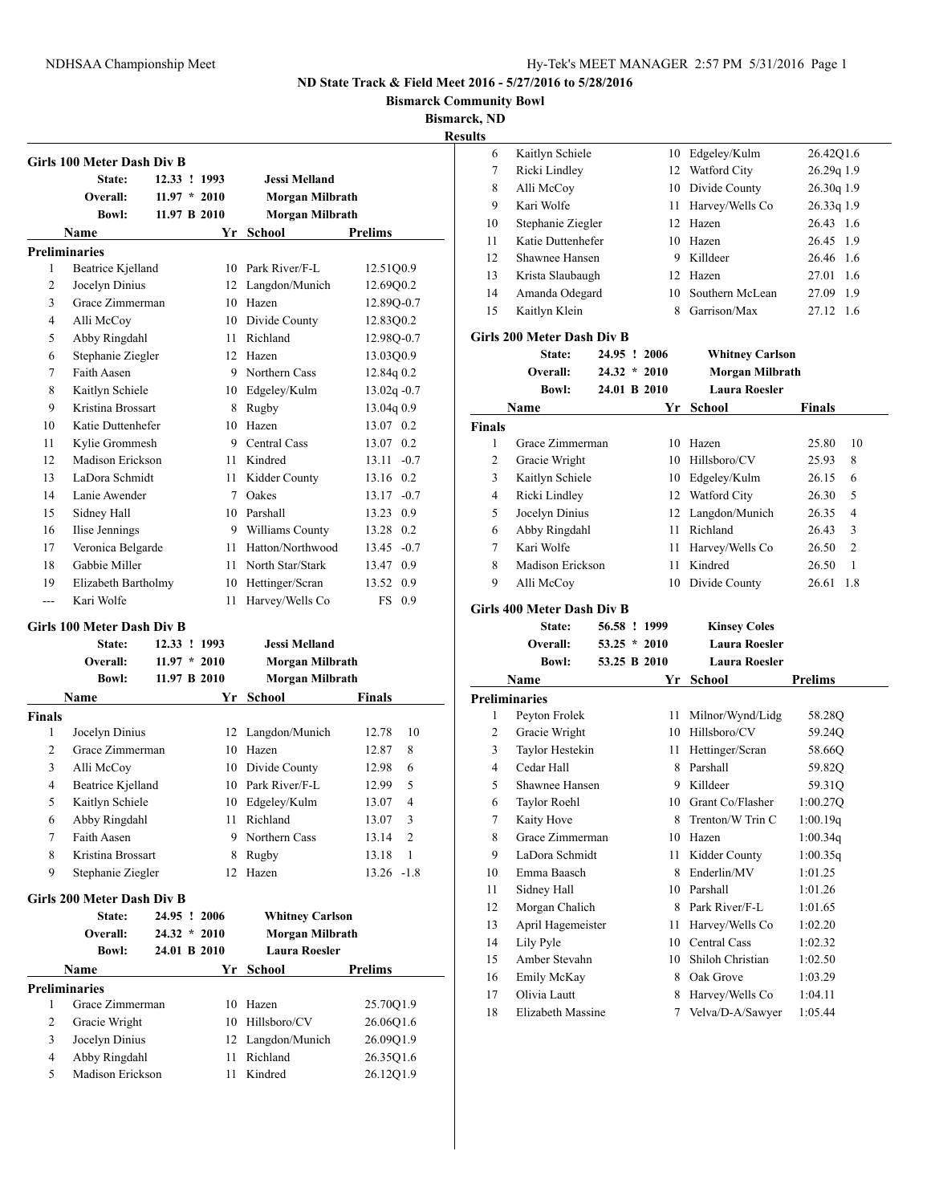# ND State Track & Field Meet 2016 - 5/27/2016 to 5/28/2016

**Bismarck Community Bowl**

**Bismarck, ND**

**Results**

### Girls 100 Meter Dash Div B

| | | | |
|---|---|---|---|
| State: | 12.33 ! 1993 | | Jessi Melland |
| Overall: | 11.97 * 2010 | | Morgan Milbrath |
| Bowl: | 11.97 B 2010 | | Morgan Milbrath |

**Preliminaries**

| | Name | Yr | School | Prelims | |
|---|---|---|---|---|---|
| 1 | Beatrice Kjelland | 10 | Park River/F-L | 12.51Q | 0.9 |
| 2 | Jocelyn Dinius | 12 | Langdon/Munich | 12.69Q | 0.2 |
| 3 | Grace Zimmerman | 10 | Hazen | 12.89Q | -0.7 |
| 4 | Alli McCoy | 10 | Divide County | 12.83Q | 0.2 |
| 5 | Abby Ringdahl | 11 | Richland | 12.98Q | -0.7 |
| 6 | Stephanie Ziegler | 12 | Hazen | 13.03Q | 0.9 |
| 7 | Faith Aasen | 9 | Northern Cass | 12.84q | 0.2 |
| 8 | Kaitlyn Schiele | 10 | Edgeley/Kulm | 13.02q | -0.7 |
| 9 | Kristina Brossart | 8 | Rugby | 13.04q | 0.9 |
| 10 | Katie Duttenhefer | 10 | Hazen | 13.07 | 0.2 |
| 11 | Kylie Grommesh | 9 | Central Cass | 13.07 | 0.2 |
| 12 | Madison Erickson | 11 | Kindred | 13.11 | -0.7 |
| 13 | LaDora Schmidt | 11 | Kidder County | 13.16 | 0.2 |
| 14 | Lanie Awender | 7 | Oakes | 13.17 | -0.7 |
| 15 | Sidney Hall | 10 | Parshall | 13.23 | 0.9 |
| 16 | Ilise Jennings | 9 | Williams County | 13.28 | 0.2 |
| 17 | Veronica Belgarde | 11 | Hatton/Northwood | 13.45 | -0.7 |
| 18 | Gabbie Miller | 11 | North Star/Stark | 13.47 | 0.9 |
| 19 | Elizabeth Bartholmy | 10 | Hettinger/Scran | 13.52 | 0.9 |
| --- | Kari Wolfe | 11 | Harvey/Wells Co | FS | 0.9 |

### Girls 100 Meter Dash Div B

| | | | |
|---|---|---|---|
| State: | 12.33 ! 1993 | | Jessi Melland |
| Overall: | 11.97 * 2010 | | Morgan Milbrath |
| Bowl: | 11.97 B 2010 | | Morgan Milbrath |

**Finals**

| | Name | Yr | School | Finals | |
|---|---|---|---|---|---|
| 1 | Jocelyn Dinius | 12 | Langdon/Munich | 12.78 | 10 |
| 2 | Grace Zimmerman | 10 | Hazen | 12.87 | 8 |
| 3 | Alli McCoy | 10 | Divide County | 12.98 | 6 |
| 4 | Beatrice Kjelland | 10 | Park River/F-L | 12.99 | 5 |
| 5 | Kaitlyn Schiele | 10 | Edgeley/Kulm | 13.07 | 4 |
| 6 | Abby Ringdahl | 11 | Richland | 13.07 | 3 |
| 7 | Faith Aasen | 9 | Northern Cass | 13.14 | 2 |
| 8 | Kristina Brossart | 8 | Rugby | 13.18 | 1 |
| 9 | Stephanie Ziegler | 12 | Hazen | 13.26 | -1.8 |

### Girls 200 Meter Dash Div B

| | | | |
|---|---|---|---|
| State: | 24.95 ! 2006 | | Whitney Carlson |
| Overall: | 24.32 * 2010 | | Morgan Milbrath |
| Bowl: | 24.01 B 2010 | | Laura Roesler |

**Preliminaries**

| | Name | Yr | School | Prelims | |
|---|---|---|---|---|---|
| 1 | Grace Zimmerman | 10 | Hazen | 25.70Q | 1.9 |
| 2 | Gracie Wright | 10 | Hillsboro/CV | 26.06Q | 1.6 |
| 3 | Jocelyn Dinius | 12 | Langdon/Munich | 26.09Q | 1.9 |
| 4 | Abby Ringdahl | 11 | Richland | 26.35Q | 1.6 |
| 5 | Madison Erickson | 11 | Kindred | 26.12Q | 1.9 |
| 6 | Kaitlyn Schiele | 10 | Edgeley/Kulm | 26.42Q | 1.6 |
| 7 | Ricki Lindley | 12 | Watford City | 26.29q | 1.9 |
| 8 | Alli McCoy | 10 | Divide County | 26.30q | 1.9 |
| 9 | Kari Wolfe | 11 | Harvey/Wells Co | 26.33q | 1.9 |
| 10 | Stephanie Ziegler | 12 | Hazen | 26.43 | 1.6 |
| 11 | Katie Duttenhefer | 10 | Hazen | 26.45 | 1.9 |
| 12 | Shawnee Hansen | 9 | Killdeer | 26.46 | 1.6 |
| 13 | Krista Slaubaugh | 12 | Hazen | 27.01 | 1.6 |
| 14 | Amanda Odegard | 10 | Southern McLean | 27.09 | 1.9 |
| 15 | Kaitlyn Klein | 8 | Garrison/Max | 27.12 | 1.6 |

### Girls 200 Meter Dash Div B

| | | | |
|---|---|---|---|
| State: | 24.95 ! 2006 | | Whitney Carlson |
| Overall: | 24.32 * 2010 | | Morgan Milbrath |
| Bowl: | 24.01 B 2010 | | Laura Roesler |

**Finals**

| | Name | Yr | School | Finals | |
|---|---|---|---|---|---|
| 1 | Grace Zimmerman | 10 | Hazen | 25.80 | 10 |
| 2 | Gracie Wright | 10 | Hillsboro/CV | 25.93 | 8 |
| 3 | Kaitlyn Schiele | 10 | Edgeley/Kulm | 26.15 | 6 |
| 4 | Ricki Lindley | 12 | Watford City | 26.30 | 5 |
| 5 | Jocelyn Dinius | 12 | Langdon/Munich | 26.35 | 4 |
| 6 | Abby Ringdahl | 11 | Richland | 26.43 | 3 |
| 7 | Kari Wolfe | 11 | Harvey/Wells Co | 26.50 | 2 |
| 8 | Madison Erickson | 11 | Kindred | 26.50 | 1 |
| 9 | Alli McCoy | 10 | Divide County | 26.61 | 1.8 |

### Girls 400 Meter Dash Div B

| | | | |
|---|---|---|---|
| State: | 56.58 ! 1999 | | Kinsey Coles |
| Overall: | 53.25 * 2010 | | Laura Roesler |
| Bowl: | 53.25 B 2010 | | Laura Roesler |

**Preliminaries**

| | Name | Yr | School | Prelims |
|---|---|---|---|---|
| 1 | Peyton Frolek | 11 | Milnor/Wynd/Lidg | 58.28Q |
| 2 | Gracie Wright | 10 | Hillsboro/CV | 59.24Q |
| 3 | Taylor Hestekin | 11 | Hettinger/Scran | 58.66Q |
| 4 | Cedar Hall | 8 | Parshall | 59.82Q |
| 5 | Shawnee Hansen | 9 | Killdeer | 59.31Q |
| 6 | Taylor Roehl | 10 | Grant Co/Flasher | 1:00.27Q |
| 7 | Kaity Hove | 8 | Trenton/W Trin C | 1:00.19q |
| 8 | Grace Zimmerman | 10 | Hazen | 1:00.34q |
| 9 | LaDora Schmidt | 11 | Kidder County | 1:00.35q |
| 10 | Emma Baasch | 8 | Enderlin/MV | 1:01.25 |
| 11 | Sidney Hall | 10 | Parshall | 1:01.26 |
| 12 | Morgan Chalich | 8 | Park River/F-L | 1:01.65 |
| 13 | April Hagemeister | 11 | Harvey/Wells Co | 1:02.20 |
| 14 | Lily Pyle | 10 | Central Cass | 1:02.32 |
| 15 | Amber Stevahn | 10 | Shiloh Christian | 1:02.50 |
| 16 | Emily McKay | 8 | Oak Grove | 1:03.29 |
| 17 | Olivia Lautt | 8 | Harvey/Wells Co | 1:04.11 |
| 18 | Elizabeth Massine | 7 | Velva/D-A/Sawyer | 1:05.44 |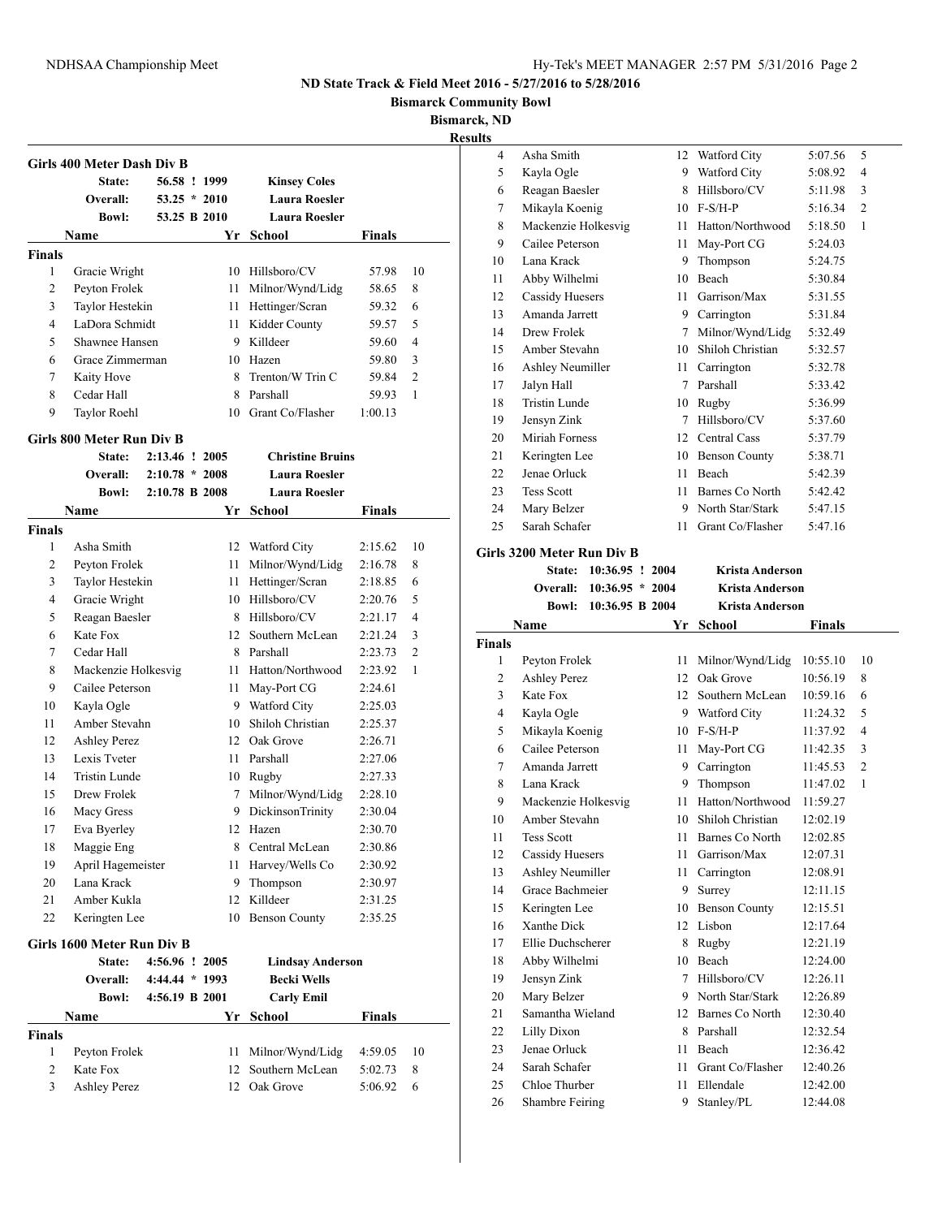**ND State Track & Field Meet 2016 - 5/27/2016 to 5/28/2016**

**Bismarck Community Bowl**

**Bismarck, ND**

**Results**

### Girls 400 Meter Dash Div B

| | | | |
|---|---|---|---|
| State: | 56.58 ! 1999 | Kinsey Coles | |
| Overall: | 53.25 * 2010 | Laura Roesler | |
| Bowl: | 53.25 B 2010 | Laura Roesler | |

**Finals**

| | Name | Yr | School | Finals | |
|---|---|---|---|---|---|
| 1 | Gracie Wright | 10 | Hillsboro/CV | 57.98 | 10 |
| 2 | Peyton Frolek | 11 | Milnor/Wynd/Lidg | 58.65 | 8 |
| 3 | Taylor Hestekin | 11 | Hettinger/Scran | 59.32 | 6 |
| 4 | LaDora Schmidt | 11 | Kidder County | 59.57 | 5 |
| 5 | Shawnee Hansen | 9 | Killdeer | 59.60 | 4 |
| 6 | Grace Zimmerman | 10 | Hazen | 59.80 | 3 |
| 7 | Kaity Hove | 8 | Trenton/W Trin C | 59.84 | 2 |
| 8 | Cedar Hall | 8 | Parshall | 59.93 | 1 |
| 9 | Taylor Roehl | 10 | Grant Co/Flasher | 1:00.13 | |

### Girls 800 Meter Run Div B

| | | | |
|---|---|---|---|
| State: | 2:13.46 ! 2005 | Christine Bruins | |
| Overall: | 2:10.78 * 2008 | Laura Roesler | |
| Bowl: | 2:10.78 B 2008 | Laura Roesler | |

**Finals**

| | Name | Yr | School | Finals | |
|---|---|---|---|---|---|
| 1 | Asha Smith | 12 | Watford City | 2:15.62 | 10 |
| 2 | Peyton Frolek | 11 | Milnor/Wynd/Lidg | 2:16.78 | 8 |
| 3 | Taylor Hestekin | 11 | Hettinger/Scran | 2:18.85 | 6 |
| 4 | Gracie Wright | 10 | Hillsboro/CV | 2:20.76 | 5 |
| 5 | Reagan Baesler | 8 | Hillsboro/CV | 2:21.17 | 4 |
| 6 | Kate Fox | 12 | Southern McLean | 2:21.24 | 3 |
| 7 | Cedar Hall | 8 | Parshall | 2:23.73 | 2 |
| 8 | Mackenzie Holkesvig | 11 | Hatton/Northwood | 2:23.92 | 1 |
| 9 | Cailee Peterson | 11 | May-Port CG | 2:24.61 | |
| 10 | Kayla Ogle | 9 | Watford City | 2:25.03 | |
| 11 | Amber Stevahn | 10 | Shiloh Christian | 2:25.37 | |
| 12 | Ashley Perez | 12 | Oak Grove | 2:26.71 | |
| 13 | Lexis Tveter | 11 | Parshall | 2:27.06 | |
| 14 | Tristin Lunde | 10 | Rugby | 2:27.33 | |
| 15 | Drew Frolek | 7 | Milnor/Wynd/Lidg | 2:28.10 | |
| 16 | Macy Gress | 9 | DickinsonTrinity | 2:30.04 | |
| 17 | Eva Byerley | 12 | Hazen | 2:30.70 | |
| 18 | Maggie Eng | 8 | Central McLean | 2:30.86 | |
| 19 | April Hagemeister | 11 | Harvey/Wells Co | 2:30.92 | |
| 20 | Lana Krack | 9 | Thompson | 2:30.97 | |
| 21 | Amber Kukla | 12 | Killdeer | 2:31.25 | |
| 22 | Keringten Lee | 10 | Benson County | 2:35.25 | |

### Girls 1600 Meter Run Div B

| | | | |
|---|---|---|---|
| State: | 4:56.96 ! 2005 | Lindsay Anderson | |
| Overall: | 4:44.44 * 1993 | Becki Wells | |
| Bowl: | 4:56.19 B 2001 | Carly Emil | |

**Finals**

| | Name | Yr | School | Finals | |
|---|---|---|---|---|---|
| 1 | Peyton Frolek | 11 | Milnor/Wynd/Lidg | 4:59.05 | 10 |
| 2 | Kate Fox | 12 | Southern McLean | 5:02.73 | 8 |
| 3 | Ashley Perez | 12 | Oak Grove | 5:06.92 | 6 |
| 4 | Asha Smith | 12 | Watford City | 5:07.56 | 5 |
| 5 | Kayla Ogle | 9 | Watford City | 5:08.92 | 4 |
| 6 | Reagan Baesler | 8 | Hillsboro/CV | 5:11.98 | 3 |
| 7 | Mikayla Koenig | 10 | F-S/H-P | 5:16.34 | 2 |
| 8 | Mackenzie Holkesvig | 11 | Hatton/Northwood | 5:18.50 | 1 |
| 9 | Cailee Peterson | 11 | May-Port CG | 5:24.03 | |
| 10 | Lana Krack | 9 | Thompson | 5:24.75 | |
| 11 | Abby Wilhelmi | 10 | Beach | 5:30.84 | |
| 12 | Cassidy Huesers | 11 | Garrison/Max | 5:31.55 | |
| 13 | Amanda Jarrett | 9 | Carrington | 5:31.84 | |
| 14 | Drew Frolek | 7 | Milnor/Wynd/Lidg | 5:32.49 | |
| 15 | Amber Stevahn | 10 | Shiloh Christian | 5:32.57 | |
| 16 | Ashley Neumiller | 11 | Carrington | 5:32.78 | |
| 17 | Jalyn Hall | 7 | Parshall | 5:33.42 | |
| 18 | Tristin Lunde | 10 | Rugby | 5:36.99 | |
| 19 | Jensyn Zink | 7 | Hillsboro/CV | 5:37.60 | |
| 20 | Miriah Forness | 12 | Central Cass | 5:37.79 | |
| 21 | Keringten Lee | 10 | Benson County | 5:38.71 | |
| 22 | Jenae Orluck | 11 | Beach | 5:42.39 | |
| 23 | Tess Scott | 11 | Barnes Co North | 5:42.42 | |
| 24 | Mary Belzer | 9 | North Star/Stark | 5:47.15 | |
| 25 | Sarah Schafer | 11 | Grant Co/Flasher | 5:47.16 | |

### Girls 3200 Meter Run Div B

| | | | |
|---|---|---|---|
| State: | 10:36.95 ! 2004 | Krista Anderson | |
| Overall: | 10:36.95 * 2004 | Krista Anderson | |
| Bowl: | 10:36.95 B 2004 | Krista Anderson | |

**Finals**

| | Name | Yr | School | Finals | |
|---|---|---|---|---|---|
| 1 | Peyton Frolek | 11 | Milnor/Wynd/Lidg | 10:55.10 | 10 |
| 2 | Ashley Perez | 12 | Oak Grove | 10:56.19 | 8 |
| 3 | Kate Fox | 12 | Southern McLean | 10:59.16 | 6 |
| 4 | Kayla Ogle | 9 | Watford City | 11:24.32 | 5 |
| 5 | Mikayla Koenig | 10 | F-S/H-P | 11:37.92 | 4 |
| 6 | Cailee Peterson | 11 | May-Port CG | 11:42.35 | 3 |
| 7 | Amanda Jarrett | 9 | Carrington | 11:45.53 | 2 |
| 8 | Lana Krack | 9 | Thompson | 11:47.02 | 1 |
| 9 | Mackenzie Holkesvig | 11 | Hatton/Northwood | 11:59.27 | |
| 10 | Amber Stevahn | 10 | Shiloh Christian | 12:02.19 | |
| 11 | Tess Scott | 11 | Barnes Co North | 12:02.85 | |
| 12 | Cassidy Huesers | 11 | Garrison/Max | 12:07.31 | |
| 13 | Ashley Neumiller | 11 | Carrington | 12:08.91 | |
| 14 | Grace Bachmeier | 9 | Surrey | 12:11.15 | |
| 15 | Keringten Lee | 10 | Benson County | 12:15.51 | |
| 16 | Xanthe Dick | 12 | Lisbon | 12:17.64 | |
| 17 | Ellie Duchscherer | 8 | Rugby | 12:21.19 | |
| 18 | Abby Wilhelmi | 10 | Beach | 12:24.00 | |
| 19 | Jensyn Zink | 7 | Hillsboro/CV | 12:26.11 | |
| 20 | Mary Belzer | 9 | North Star/Stark | 12:26.89 | |
| 21 | Samantha Wieland | 12 | Barnes Co North | 12:30.40 | |
| 22 | Lilly Dixon | 8 | Parshall | 12:32.54 | |
| 23 | Jenae Orluck | 11 | Beach | 12:36.42 | |
| 24 | Sarah Schafer | 11 | Grant Co/Flasher | 12:40.26 | |
| 25 | Chloe Thurber | 11 | Ellendale | 12:42.00 | |
| 26 | Shambre Feiring | 9 | Stanley/PL | 12:44.08 | |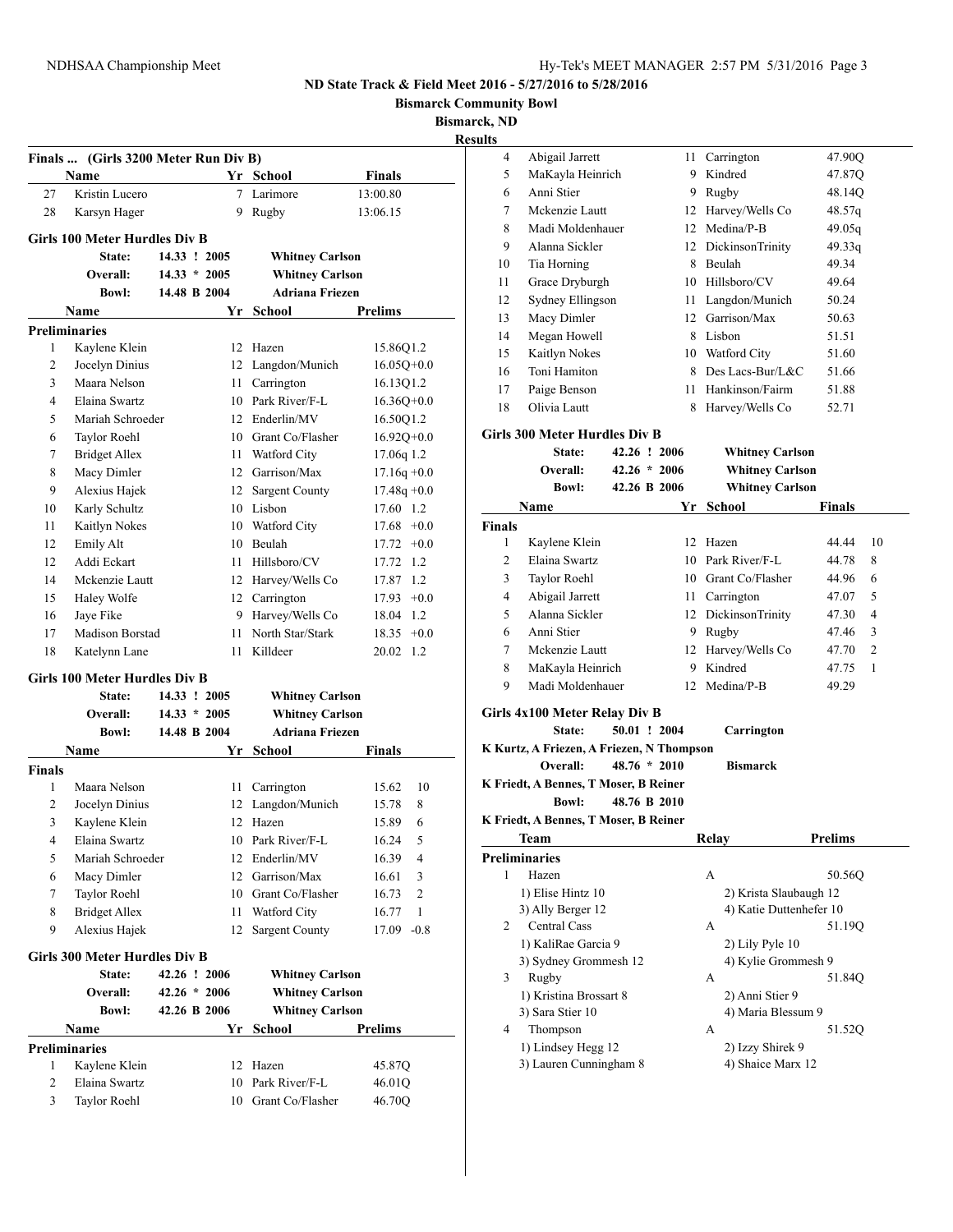# ND State Track & Field Meet 2016 - 5/27/2016 to 5/28/2016

**Bismarck Community Bowl**

**Bismarck, ND**

**Results**

## Finals ... (Girls 3200 Meter Run Div B)

| | Name | Yr | School | Finals |
|---|---|---|---|---|
| 27 | Kristin Lucero | 7 | Larimore | 13:00.80 |
| 28 | Karsyn Hager | 9 | Rugby | 13:06.15 |

## Girls 100 Meter Hurdles Div B

| | | | |
|---|---|---|---|
| State: | 14.33 ! 2005 | Whitney Carlson | |
| Overall: | 14.33 * 2005 | Whitney Carlson | |
| Bowl: | 14.48 B 2004 | Adriana Friezen | |

**Preliminaries**

| | Name | Yr | School | Prelims | |
|---|---|---|---|---|---|
| 1 | Kaylene Klein | 12 | Hazen | 15.86Q | 1.2 |
| 2 | Jocelyn Dinius | 12 | Langdon/Munich | 16.05Q | +0.0 |
| 3 | Maara Nelson | 11 | Carrington | 16.13Q | 1.2 |
| 4 | Elaina Swartz | 10 | Park River/F-L | 16.36Q | +0.0 |
| 5 | Mariah Schroeder | 12 | Enderlin/MV | 16.50Q | 1.2 |
| 6 | Taylor Roehl | 10 | Grant Co/Flasher | 16.92Q | +0.0 |
| 7 | Bridget Allex | 11 | Watford City | 17.06q | 1.2 |
| 8 | Macy Dimler | 12 | Garrison/Max | 17.16q | +0.0 |
| 9 | Alexius Hajek | 12 | Sargent County | 17.48q | +0.0 |
| 10 | Karly Schultz | 10 | Lisbon | 17.60 | 1.2 |
| 11 | Kaitlyn Nokes | 10 | Watford City | 17.68 | +0.0 |
| 12 | Emily Alt | 10 | Beulah | 17.72 | +0.0 |
| 12 | Addi Eckart | 11 | Hillsboro/CV | 17.72 | 1.2 |
| 14 | Mckenzie Lautt | 12 | Harvey/Wells Co | 17.87 | 1.2 |
| 15 | Haley Wolfe | 12 | Carrington | 17.93 | +0.0 |
| 16 | Jaye Fike | 9 | Harvey/Wells Co | 18.04 | 1.2 |
| 17 | Madison Borstad | 11 | North Star/Stark | 18.35 | +0.0 |
| 18 | Katelynn Lane | 11 | Killdeer | 20.02 | 1.2 |

## Girls 100 Meter Hurdles Div B

| | | | |
|---|---|---|---|
| State: | 14.33 ! 2005 | Whitney Carlson | |
| Overall: | 14.33 * 2005 | Whitney Carlson | |
| Bowl: | 14.48 B 2004 | Adriana Friezen | |

**Finals**

| | Name | Yr | School | Finals | |
|---|---|---|---|---|---|
| 1 | Maara Nelson | 11 | Carrington | 15.62 | 10 |
| 2 | Jocelyn Dinius | 12 | Langdon/Munich | 15.78 | 8 |
| 3 | Kaylene Klein | 12 | Hazen | 15.89 | 6 |
| 4 | Elaina Swartz | 10 | Park River/F-L | 16.24 | 5 |
| 5 | Mariah Schroeder | 12 | Enderlin/MV | 16.39 | 4 |
| 6 | Macy Dimler | 12 | Garrison/Max | 16.61 | 3 |
| 7 | Taylor Roehl | 10 | Grant Co/Flasher | 16.73 | 2 |
| 8 | Bridget Allex | 11 | Watford City | 16.77 | 1 |
| 9 | Alexius Hajek | 12 | Sargent County | 17.09 | -0.8 |

## Girls 300 Meter Hurdles Div B

| | | |
|---|---|---|
| State: | 42.26 ! 2006 | Whitney Carlson |
| Overall: | 42.26 * 2006 | Whitney Carlson |
| Bowl: | 42.26 B 2006 | Whitney Carlson |

**Preliminaries**

| | Name | Yr | School | Prelims |
|---|---|---|---|---|
| 1 | Kaylene Klein | 12 | Hazen | 45.87Q |
| 2 | Elaina Swartz | 10 | Park River/F-L | 46.01Q |
| 3 | Taylor Roehl | 10 | Grant Co/Flasher | 46.70Q |
| 4 | Abigail Jarrett | 11 | Carrington | 47.90Q |
| 5 | MaKayla Heinrich | 9 | Kindred | 47.87Q |
| 6 | Anni Stier | 9 | Rugby | 48.14Q |
| 7 | Mckenzie Lautt | 12 | Harvey/Wells Co | 48.57q |
| 8 | Madi Moldenhauer | 12 | Medina/P-B | 49.05q |
| 9 | Alanna Sickler | 12 | DickinsonTrinity | 49.33q |
| 10 | Tia Horning | 8 | Beulah | 49.34 |
| 11 | Grace Dryburgh | 10 | Hillsboro/CV | 49.64 |
| 12 | Sydney Ellingson | 11 | Langdon/Munich | 50.24 |
| 13 | Macy Dimler | 12 | Garrison/Max | 50.63 |
| 14 | Megan Howell | 8 | Lisbon | 51.51 |
| 15 | Kaitlyn Nokes | 10 | Watford City | 51.60 |
| 16 | Toni Hamiton | 8 | Des Lacs-Bur/L&C | 51.66 |
| 17 | Paige Benson | 11 | Hankinson/Fairm | 51.88 |
| 18 | Olivia Lautt | 8 | Harvey/Wells Co | 52.71 |

## Girls 300 Meter Hurdles Div B

| | | |
|---|---|---|
| State: | 42.26 ! 2006 | Whitney Carlson |
| Overall: | 42.26 * 2006 | Whitney Carlson |
| Bowl: | 42.26 B 2006 | Whitney Carlson |

**Finals**

| | Name | Yr | School | Finals | |
|---|---|---|---|---|---|
| 1 | Kaylene Klein | 12 | Hazen | 44.44 | 10 |
| 2 | Elaina Swartz | 10 | Park River/F-L | 44.78 | 8 |
| 3 | Taylor Roehl | 10 | Grant Co/Flasher | 44.96 | 6 |
| 4 | Abigail Jarrett | 11 | Carrington | 47.07 | 5 |
| 5 | Alanna Sickler | 12 | DickinsonTrinity | 47.30 | 4 |
| 6 | Anni Stier | 9 | Rugby | 47.46 | 3 |
| 7 | Mckenzie Lautt | 12 | Harvey/Wells Co | 47.70 | 2 |
| 8 | MaKayla Heinrich | 9 | Kindred | 47.75 | 1 |
| 9 | Madi Moldenhauer | 12 | Medina/P-B | 49.29 | |

## Girls 4x100 Meter Relay Div B

| | | |
|---|---|---|
| State: | 50.01 ! 2004 | Carrington |

K Kurtz, A Friezen, A Friezen, N Thompson

| | | |
|---|---|---|
| Overall: | 48.76 * 2010 | Bismarck |

K Friedt, A Bennes, T Moser, B Reiner

| | | |
|---|---|---|
| Bowl: | 48.76 B 2010 | |

K Friedt, A Bennes, T Moser, B Reiner

**Preliminaries**

| | Team | Relay | Prelims |
|---|---|---|---|
| 1 | Hazen | A | 50.56Q |
| | 1) Elise Hintz 10 | 2) Krista Slaubaugh 12 | |
| | 3) Ally Berger 12 | 4) Katie Duttenhefer 10 | |
| 2 | Central Cass | A | 51.19Q |
| | 1) KaliRae Garcia 9 | 2) Lily Pyle 10 | |
| | 3) Sydney Grommesh 12 | 4) Kylie Grommesh 9 | |
| 3 | Rugby | A | 51.84Q |
| | 1) Kristina Brossart 8 | 2) Anni Stier 9 | |
| | 3) Sara Stier 10 | 4) Maria Blessum 9 | |
| 4 | Thompson | A | 51.52Q |
| | 1) Lindsey Hegg 12 | 2) Izzy Shirek 9 | |
| | 3) Lauren Cunningham 8 | 4) Shaice Marx 12 | |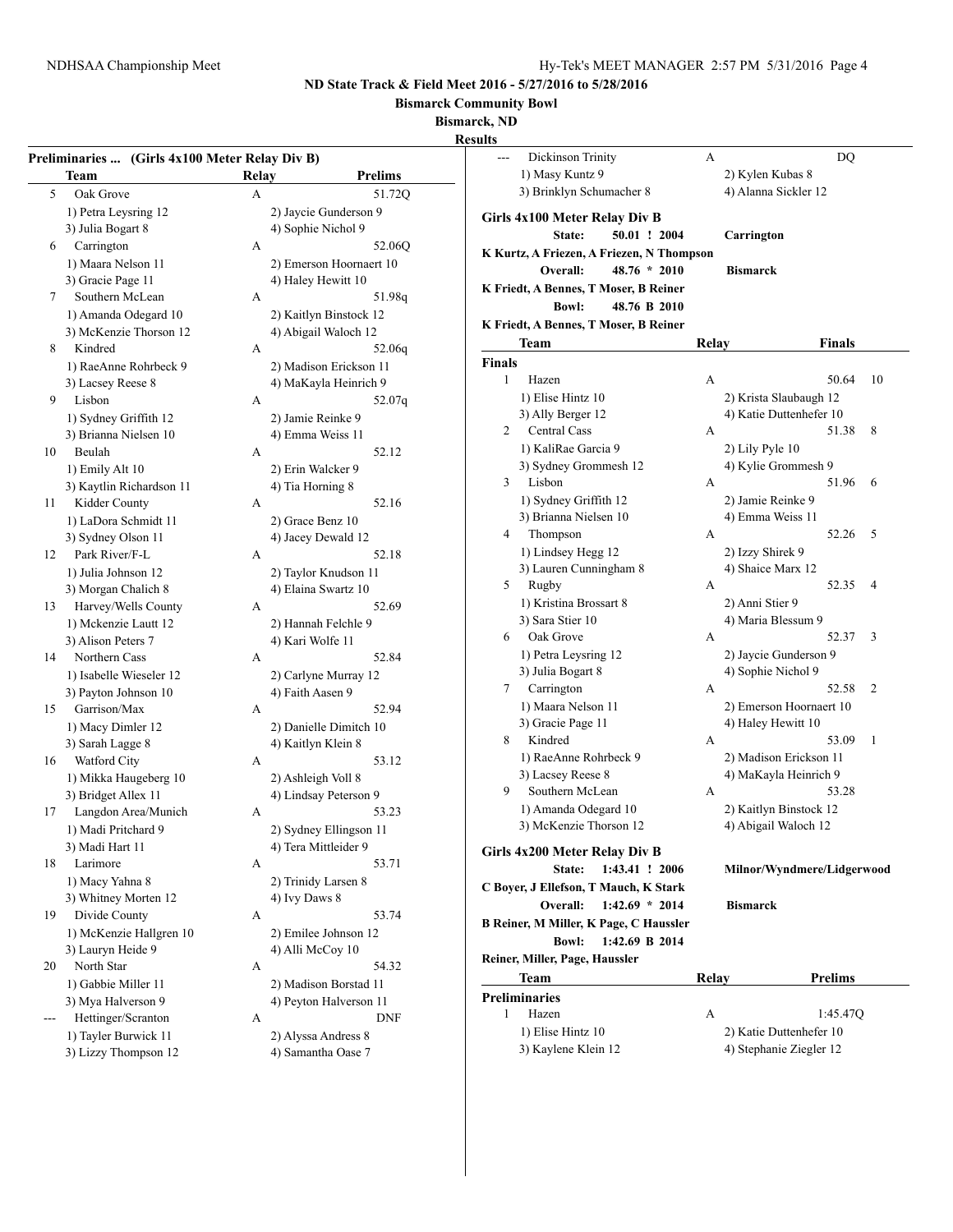### Preliminaries ... (Girls 4x100 Meter Relay Div B)

| | Team | Relay | Prelims |
|---|---|---|---|
| 5 | Oak Grove | A | 51.72Q |
| | 1) Petra Leysring 12 | 2) Jaycie Gunderson 9 | |
| | 3) Julia Bogart 8 | 4) Sophie Nichol 9 | |
| 6 | Carrington | A | 52.06Q |
| | 1) Maara Nelson 11 | 2) Emerson Hoornaert 10 | |
| | 3) Gracie Page 11 | 4) Haley Hewitt 10 | |
| 7 | Southern McLean | A | 51.98q |
| | 1) Amanda Odegard 10 | 2) Kaitlyn Binstock 12 | |
| | 3) McKenzie Thorson 12 | 4) Abigail Waloch 12 | |
| 8 | Kindred | A | 52.06q |
| | 1) RaeAnne Rohrbeck 9 | 2) Madison Erickson 11 | |
| | 3) Lacsey Reese 8 | 4) MaKayla Heinrich 9 | |
| 9 | Lisbon | A | 52.07q |
| | 1) Sydney Griffith 12 | 2) Jamie Reinke 9 | |
| | 3) Brianna Nielsen 10 | 4) Emma Weiss 11 | |
| 10 | Beulah | A | 52.12 |
| | 1) Emily Alt 10 | 2) Erin Walcker 9 | |
| | 3) Kaytlin Richardson 11 | 4) Tia Horning 8 | |
| 11 | Kidder County | A | 52.16 |
| | 1) LaDora Schmidt 11 | 2) Grace Benz 10 | |
| | 3) Sydney Olson 11 | 4) Jacey Dewald 12 | |
| 12 | Park River/F-L | A | 52.18 |
| | 1) Julia Johnson 12 | 2) Taylor Knudson 11 | |
| | 3) Morgan Chalich 8 | 4) Elaina Swartz 10 | |
| 13 | Harvey/Wells County | A | 52.69 |
| | 1) Mckenzie Lautt 12 | 2) Hannah Felchle 9 | |
| | 3) Alison Peters 7 | 4) Kari Wolfe 11 | |
| 14 | Northern Cass | A | 52.84 |
| | 1) Isabelle Wieseler 12 | 2) Carlyne Murray 12 | |
| | 3) Payton Johnson 10 | 4) Faith Aasen 9 | |
| 15 | Garrison/Max | A | 52.94 |
| | 1) Macy Dimler 12 | 2) Danielle Dimitch 10 | |
| | 3) Sarah Lagge 8 | 4) Kaitlyn Klein 8 | |
| 16 | Watford City | A | 53.12 |
| | 1) Mikka Haugeberg 10 | 2) Ashleigh Voll 8 | |
| | 3) Bridget Allex 11 | 4) Lindsay Peterson 9 | |
| 17 | Langdon Area/Munich | A | 53.23 |
| | 1) Madi Pritchard 9 | 2) Sydney Ellingson 11 | |
| | 3) Madi Hart 11 | 4) Tera Mittleider 9 | |
| 18 | Larimore | A | 53.71 |
| | 1) Macy Yahna 8 | 2) Trinidy Larsen 8 | |
| | 3) Whitney Morten 12 | 4) Ivy Daws 8 | |
| 19 | Divide County | A | 53.74 |
| | 1) McKenzie Hallgren 10 | 2) Emilee Johnson 12 | |
| | 3) Lauryn Heide 9 | 4) Alli McCoy 10 | |
| 20 | North Star | A | 54.32 |
| | 1) Gabbie Miller 11 | 2) Madison Borstad 11 | |
| | 3) Mya Halverson 9 | 4) Peyton Halverson 11 | |
| --- | Hettinger/Scranton | A | DNF |
| | 1) Tayler Burwick 11 | 2) Alyssa Andress 8 | |
| | 3) Lizzy Thompson 12 | 4) Samantha Oase 7 | |
| --- | Dickinson Trinity | A | DQ |
| | 1) Masy Kuntz 9 | 2) Kylen Kubas 8 | |
| | 3) Brinklyn Schumacher 8 | 4) Alanna Sickler 12 | |

### Girls 4x100 Meter Relay Div B

**State:** 50.01 ! 2004 **Carrington**
K Kurtz, A Friezen, A Friezen, N Thompson
**Overall:** 48.76 * 2010 **Bismarck**
K Friedt, A Bennes, T Moser, B Reiner
**Bowl:** 48.76 B 2010
K Friedt, A Bennes, T Moser, B Reiner

**Finals**

| | Team | Relay | Finals | Points |
|---|---|---|---|---|
| 1 | Hazen | A | 50.64 | 10 |
| | 1) Elise Hintz 10 | 2) Krista Slaubaugh 12 | | |
| | 3) Ally Berger 12 | 4) Katie Duttenhefer 10 | | |
| 2 | Central Cass | A | 51.38 | 8 |
| | 1) KaliRae Garcia 9 | 2) Lily Pyle 10 | | |
| | 3) Sydney Grommesh 12 | 4) Kylie Grommesh 9 | | |
| 3 | Lisbon | A | 51.96 | 6 |
| | 1) Sydney Griffith 12 | 2) Jamie Reinke 9 | | |
| | 3) Brianna Nielsen 10 | 4) Emma Weiss 11 | | |
| 4 | Thompson | A | 52.26 | 5 |
| | 1) Lindsey Hegg 12 | 2) Izzy Shirek 9 | | |
| | 3) Lauren Cunningham 8 | 4) Shaice Marx 12 | | |
| 5 | Rugby | A | 52.35 | 4 |
| | 1) Kristina Brossart 8 | 2) Anni Stier 9 | | |
| | 3) Sara Stier 10 | 4) Maria Blessum 9 | | |
| 6 | Oak Grove | A | 52.37 | 3 |
| | 1) Petra Leysring 12 | 2) Jaycie Gunderson 9 | | |
| | 3) Julia Bogart 8 | 4) Sophie Nichol 9 | | |
| 7 | Carrington | A | 52.58 | 2 |
| | 1) Maara Nelson 11 | 2) Emerson Hoornaert 10 | | |
| | 3) Gracie Page 11 | 4) Haley Hewitt 10 | | |
| 8 | Kindred | A | 53.09 | 1 |
| | 1) RaeAnne Rohrbeck 9 | 2) Madison Erickson 11 | | |
| | 3) Lacsey Reese 8 | 4) MaKayla Heinrich 9 | | |
| 9 | Southern McLean | A | 53.28 | |
| | 1) Amanda Odegard 10 | 2) Kaitlyn Binstock 12 | | |
| | 3) McKenzie Thorson 12 | 4) Abigail Waloch 12 | | |

### Girls 4x200 Meter Relay Div B

**State:** 1:43.41 ! 2006 **Milnor/Wyndmere/Lidgerwood**
C Boyer, J Ellefson, T Mauch, K Stark
**Overall:** 1:42.69 * 2014 **Bismarck**
B Reiner, M Miller, K Page, C Haussler
**Bowl:** 1:42.69 B 2014
Reiner, Miller, Page, Haussler

**Preliminaries**

| | Team | Relay | Prelims |
|---|---|---|---|
| 1 | Hazen | A | 1:45.47Q |
| | 1) Elise Hintz 10 | 2) Katie Duttenhefer 10 | |
| | 3) Kaylene Klein 12 | 4) Stephanie Ziegler 12 | |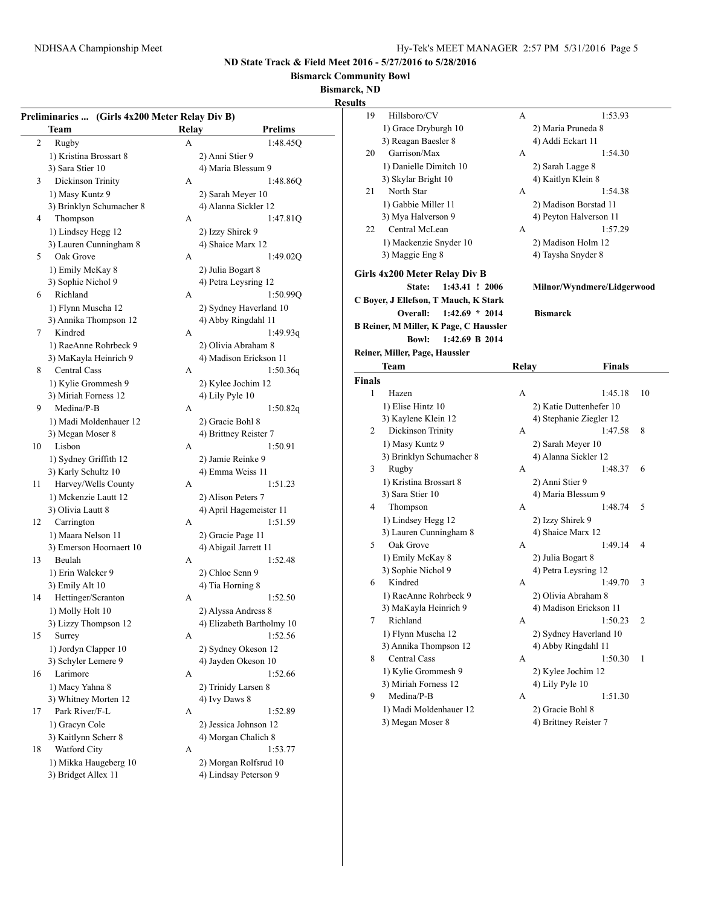## ND State Track & Field Meet 2016 - 5/27/2016 to 5/28/2016

**Bismarck Community Bowl**

**Bismarck, ND**

**Results**

### Preliminaries ... (Girls 4x200 Meter Relay Div B)

| | Team | Relay | Prelims |
|---|---|---|---|
| 2 | Rugby | A | 1:48.45Q |
| | 1) Kristina Brossart 8 | 2) Anni Stier 9 | |
| | 3) Sara Stier 10 | 4) Maria Blessum 9 | |
| 3 | Dickinson Trinity | A | 1:48.86Q |
| | 1) Masy Kuntz 9 | 2) Sarah Meyer 10 | |
| | 3) Brinklyn Schumacher 8 | 4) Alanna Sickler 12 | |
| 4 | Thompson | A | 1:47.81Q |
| | 1) Lindsey Hegg 12 | 2) Izzy Shirek 9 | |
| | 3) Lauren Cunningham 8 | 4) Shaice Marx 12 | |
| 5 | Oak Grove | A | 1:49.02Q |
| | 1) Emily McKay 8 | 2) Julia Bogart 8 | |
| | 3) Sophie Nichol 9 | 4) Petra Leysring 12 | |
| 6 | Richland | A | 1:50.99Q |
| | 1) Flynn Muscha 12 | 2) Sydney Haverland 10 | |
| | 3) Annika Thompson 12 | 4) Abby Ringdahl 11 | |
| 7 | Kindred | A | 1:49.93q |
| | 1) RaeAnne Rohrbeck 9 | 2) Olivia Abraham 8 | |
| | 3) MaKayla Heinrich 9 | 4) Madison Erickson 11 | |
| 8 | Central Cass | A | 1:50.36q |
| | 1) Kylie Grommesh 9 | 2) Kylee Jochim 12 | |
| | 3) Miriah Forness 12 | 4) Lily Pyle 10 | |
| 9 | Medina/P-B | A | 1:50.82q |
| | 1) Madi Moldenhauer 12 | 2) Gracie Bohl 8 | |
| | 3) Megan Moser 8 | 4) Brittney Reister 7 | |
| 10 | Lisbon | A | 1:50.91 |
| | 1) Sydney Griffith 12 | 2) Jamie Reinke 9 | |
| | 3) Karly Schultz 10 | 4) Emma Weiss 11 | |
| 11 | Harvey/Wells County | A | 1:51.23 |
| | 1) Mckenzie Lautt 12 | 2) Alison Peters 7 | |
| | 3) Olivia Lautt 8 | 4) April Hagemeister 11 | |
| 12 | Carrington | A | 1:51.59 |
| | 1) Maara Nelson 11 | 2) Gracie Page 11 | |
| | 3) Emerson Hoornaert 10 | 4) Abigail Jarrett 11 | |
| 13 | Beulah | A | 1:52.48 |
| | 1) Erin Walcker 9 | 2) Chloe Senn 9 | |
| | 3) Emily Alt 10 | 4) Tia Horning 8 | |
| 14 | Hettinger/Scranton | A | 1:52.50 |
| | 1) Molly Holt 10 | 2) Alyssa Andress 8 | |
| | 3) Lizzy Thompson 12 | 4) Elizabeth Bartholmy 10 | |
| 15 | Surrey | A | 1:52.56 |
| | 1) Jordyn Clapper 10 | 2) Sydney Okeson 12 | |
| | 3) Schyler Lemere 9 | 4) Jayden Okeson 10 | |
| 16 | Larimore | A | 1:52.66 |
| | 1) Macy Yahna 8 | 2) Trinidy Larsen 8 | |
| | 3) Whitney Morten 12 | 4) Ivy Daws 8 | |
| 17 | Park River/F-L | A | 1:52.89 |
| | 1) Gracyn Cole | 2) Jessica Johnson 12 | |
| | 3) Kaitlynn Scherr 8 | 4) Morgan Chalich 8 | |
| 18 | Watford City | A | 1:53.77 |
| | 1) Mikka Haugeberg 10 | 2) Morgan Rolfsrud 10 | |
| | 3) Bridget Allex 11 | 4) Lindsay Peterson 9 | |
| 19 | Hillsboro/CV | A | 1:53.93 |
| | 1) Grace Dryburgh 10 | 2) Maria Pruneda 8 | |
| | 3) Reagan Baesler 8 | 4) Addi Eckart 11 | |
| 20 | Garrison/Max | A | 1:54.30 |
| | 1) Danielle Dimitch 10 | 2) Sarah Lagge 8 | |
| | 3) Skylar Bright 10 | 4) Kaitlyn Klein 8 | |
| 21 | North Star | A | 1:54.38 |
| | 1) Gabbie Miller 11 | 2) Madison Borstad 11 | |
| | 3) Mya Halverson 9 | 4) Peyton Halverson 11 | |
| 22 | Central McLean | A | 1:57.29 |
| | 1) Mackenzie Snyder 10 | 2) Madison Holm 12 | |
| | 3) Maggie Eng 8 | 4) Taysha Snyder 8 | |

### Girls 4x200 Meter Relay Div B

**State:** 1:43.41 ! 2006 **Milnor/Wyndmere/Lidgerwood**
C Boyer, J Ellefson, T Mauch, K Stark

**Overall:** 1:42.69 * 2014 **Bismarck**
B Reiner, M Miller, K Page, C Haussler

**Bowl:** 1:42.69 B 2014
Reiner, Miller, Page, Haussler

**Finals**

| | Team | Relay | Finals | Points |
|---|---|---|---|---|
| 1 | Hazen | A | 1:45.18 | 10 |
| | 1) Elise Hintz 10 | 2) Katie Duttenhefer 10 | | |
| | 3) Kaylene Klein 12 | 4) Stephanie Ziegler 12 | | |
| 2 | Dickinson Trinity | A | 1:47.58 | 8 |
| | 1) Masy Kuntz 9 | 2) Sarah Meyer 10 | | |
| | 3) Brinklyn Schumacher 8 | 4) Alanna Sickler 12 | | |
| 3 | Rugby | A | 1:48.37 | 6 |
| | 1) Kristina Brossart 8 | 2) Anni Stier 9 | | |
| | 3) Sara Stier 10 | 4) Maria Blessum 9 | | |
| 4 | Thompson | A | 1:48.74 | 5 |
| | 1) Lindsey Hegg 12 | 2) Izzy Shirek 9 | | |
| | 3) Lauren Cunningham 8 | 4) Shaice Marx 12 | | |
| 5 | Oak Grove | A | 1:49.14 | 4 |
| | 1) Emily McKay 8 | 2) Julia Bogart 8 | | |
| | 3) Sophie Nichol 9 | 4) Petra Leysring 12 | | |
| 6 | Kindred | A | 1:49.70 | 3 |
| | 1) RaeAnne Rohrbeck 9 | 2) Olivia Abraham 8 | | |
| | 3) MaKayla Heinrich 9 | 4) Madison Erickson 11 | | |
| 7 | Richland | A | 1:50.23 | 2 |
| | 1) Flynn Muscha 12 | 2) Sydney Haverland 10 | | |
| | 3) Annika Thompson 12 | 4) Abby Ringdahl 11 | | |
| 8 | Central Cass | A | 1:50.30 | 1 |
| | 1) Kylie Grommesh 9 | 2) Kylee Jochim 12 | | |
| | 3) Miriah Forness 12 | 4) Lily Pyle 10 | | |
| 9 | Medina/P-B | A | 1:51.30 | |
| | 1) Madi Moldenhauer 12 | 2) Gracie Bohl 8 | | |
| | 3) Megan Moser 8 | 4) Brittney Reister 7 | | |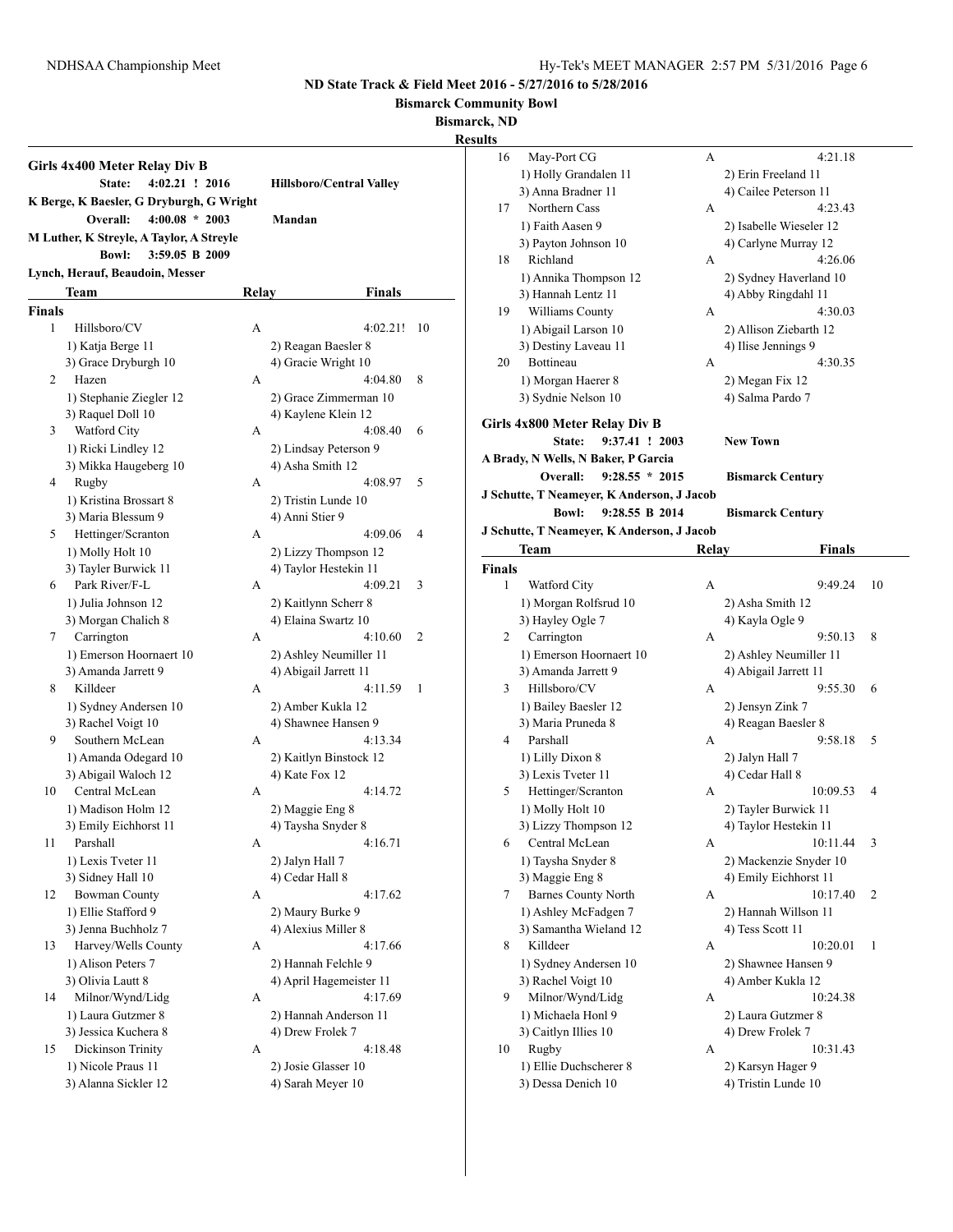## Results

### Girls 4x400 Meter Relay Div B

**State:** 4:02.21 ! 2016 — **Hillsboro/Central Valley**
K Berge, K Baesler, G Dryburgh, G Wright

**Overall:** 4:00.08 * 2003 — **Mandan**
M Luther, K Streyle, A Taylor, A Streyle

**Bowl:** 3:59.05 B 2009
Lynch, Herauf, Beaudoin, Messer

**Finals**

| Place | Team | Relay | Finals | Points |
|---|---|---|---|---|
| 1 | Hillsboro/CV | A | 4:02.21! | 10 |
| | 1) Katja Berge 11 | 2) Reagan Baesler 8 | | |
| | 3) Grace Dryburgh 10 | 4) Gracie Wright 10 | | |
| 2 | Hazen | A | 4:04.80 | 8 |
| | 1) Stephanie Ziegler 12 | 2) Grace Zimmerman 10 | | |
| | 3) Raquel Doll 10 | 4) Kaylene Klein 12 | | |
| 3 | Watford City | A | 4:08.40 | 6 |
| | 1) Ricki Lindley 12 | 2) Lindsay Peterson 9 | | |
| | 3) Mikka Haugeberg 10 | 4) Asha Smith 12 | | |
| 4 | Rugby | A | 4:08.97 | 5 |
| | 1) Kristina Brossart 8 | 2) Tristin Lunde 10 | | |
| | 3) Maria Blessum 9 | 4) Anni Stier 9 | | |
| 5 | Hettinger/Scranton | A | 4:09.06 | 4 |
| | 1) Molly Holt 10 | 2) Lizzy Thompson 12 | | |
| | 3) Tayler Burwick 11 | 4) Taylor Hestekin 11 | | |
| 6 | Park River/F-L | A | 4:09.21 | 3 |
| | 1) Julia Johnson 12 | 2) Kaitlynn Scherr 8 | | |
| | 3) Morgan Chalich 8 | 4) Elaina Swartz 10 | | |
| 7 | Carrington | A | 4:10.60 | 2 |
| | 1) Emerson Hoornaert 10 | 2) Ashley Neumiller 11 | | |
| | 3) Amanda Jarrett 9 | 4) Abigail Jarrett 11 | | |
| 8 | Killdeer | A | 4:11.59 | 1 |
| | 1) Sydney Andersen 10 | 2) Amber Kukla 12 | | |
| | 3) Rachel Voigt 10 | 4) Shawnee Hansen 9 | | |
| 9 | Southern McLean | A | 4:13.34 | |
| | 1) Amanda Odegard 10 | 2) Kaitlyn Binstock 12 | | |
| | 3) Abigail Waloch 12 | 4) Kate Fox 12 | | |
| 10 | Central McLean | A | 4:14.72 | |
| | 1) Madison Holm 12 | 2) Maggie Eng 8 | | |
| | 3) Emily Eichhorst 11 | 4) Taysha Snyder 8 | | |
| 11 | Parshall | A | 4:16.71 | |
| | 1) Lexis Tveter 11 | 2) Jalyn Hall 7 | | |
| | 3) Sidney Hall 10 | 4) Cedar Hall 8 | | |
| 12 | Bowman County | A | 4:17.62 | |
| | 1) Ellie Stafford 9 | 2) Maury Burke 9 | | |
| | 3) Jenna Buchholz 7 | 4) Alexius Miller 8 | | |
| 13 | Harvey/Wells County | A | 4:17.66 | |
| | 1) Alison Peters 7 | 2) Hannah Felchle 9 | | |
| | 3) Olivia Lautt 8 | 4) April Hagemeister 11 | | |
| 14 | Milnor/Wynd/Lidg | A | 4:17.69 | |
| | 1) Laura Gutzmer 8 | 2) Hannah Anderson 11 | | |
| | 3) Jessica Kuchera 8 | 4) Drew Frolek 7 | | |
| 15 | Dickinson Trinity | A | 4:18.48 | |
| | 1) Nicole Praus 11 | 2) Josie Glasser 10 | | |
| | 3) Alanna Sickler 12 | 4) Sarah Meyer 10 | | |
| 16 | May-Port CG | A | 4:21.18 | |
| | 1) Holly Grandalen 11 | 2) Erin Freeland 11 | | |
| | 3) Anna Bradner 11 | 4) Cailee Peterson 11 | | |
| 17 | Northern Cass | A | 4:23.43 | |
| | 1) Faith Aasen 9 | 2) Isabelle Wieseler 12 | | |
| | 3) Payton Johnson 10 | 4) Carlyne Murray 12 | | |
| 18 | Richland | A | 4:26.06 | |
| | 1) Annika Thompson 12 | 2) Sydney Haverland 10 | | |
| | 3) Hannah Lentz 11 | 4) Abby Ringdahl 11 | | |
| 19 | Williams County | A | 4:30.03 | |
| | 1) Abigail Larson 10 | 2) Allison Ziebarth 12 | | |
| | 3) Destiny Laveau 11 | 4) Ilise Jennings 9 | | |
| 20 | Bottineau | A | 4:30.35 | |
| | 1) Morgan Haerer 8 | 2) Megan Fix 12 | | |
| | 3) Sydnie Nelson 10 | 4) Salma Pardo 7 | | |

### Girls 4x800 Meter Relay Div B

**State:** 9:37.41 ! 2003 — **New Town**
A Brady, N Wells, N Baker, P Garcia

**Overall:** 9:28.55 * 2015 — **Bismarck Century**
J Schutte, T Neameyer, K Anderson, J Jacob

**Bowl:** 9:28.55 B 2014 — **Bismarck Century**
J Schutte, T Neameyer, K Anderson, J Jacob

**Finals**

| Place | Team | Relay | Finals | Points |
|---|---|---|---|---|
| 1 | Watford City | A | 9:49.24 | 10 |
| | 1) Morgan Rolfsrud 10 | 2) Asha Smith 12 | | |
| | 3) Hayley Ogle 7 | 4) Kayla Ogle 9 | | |
| 2 | Carrington | A | 9:50.13 | 8 |
| | 1) Emerson Hoornaert 10 | 2) Ashley Neumiller 11 | | |
| | 3) Amanda Jarrett 9 | 4) Abigail Jarrett 11 | | |
| 3 | Hillsboro/CV | A | 9:55.30 | 6 |
| | 1) Bailey Baesler 12 | 2) Jensyn Zink 7 | | |
| | 3) Maria Pruneda 8 | 4) Reagan Baesler 8 | | |
| 4 | Parshall | A | 9:58.18 | 5 |
| | 1) Lilly Dixon 8 | 2) Jalyn Hall 7 | | |
| | 3) Lexis Tveter 11 | 4) Cedar Hall 8 | | |
| 5 | Hettinger/Scranton | A | 10:09.53 | 4 |
| | 1) Molly Holt 10 | 2) Tayler Burwick 11 | | |
| | 3) Lizzy Thompson 12 | 4) Taylor Hestekin 11 | | |
| 6 | Central McLean | A | 10:11.44 | 3 |
| | 1) Taysha Snyder 8 | 2) Mackenzie Snyder 10 | | |
| | 3) Maggie Eng 8 | 4) Emily Eichhorst 11 | | |
| 7 | Barnes County North | A | 10:17.40 | 2 |
| | 1) Ashley McFadgen 7 | 2) Hannah Willson 11 | | |
| | 3) Samantha Wieland 12 | 4) Tess Scott 11 | | |
| 8 | Killdeer | A | 10:20.01 | 1 |
| | 1) Sydney Andersen 10 | 2) Shawnee Hansen 9 | | |
| | 3) Rachel Voigt 10 | 4) Amber Kukla 12 | | |
| 9 | Milnor/Wynd/Lidg | A | 10:24.38 | |
| | 1) Michaela Honl 9 | 2) Laura Gutzmer 8 | | |
| | 3) Caitlyn Illies 10 | 4) Drew Frolek 7 | | |
| 10 | Rugby | A | 10:31.43 | |
| | 1) Ellie Duchscherer 8 | 2) Karsyn Hager 9 | | |
| | 3) Dessa Denich 10 | 4) Tristin Lunde 10 | | |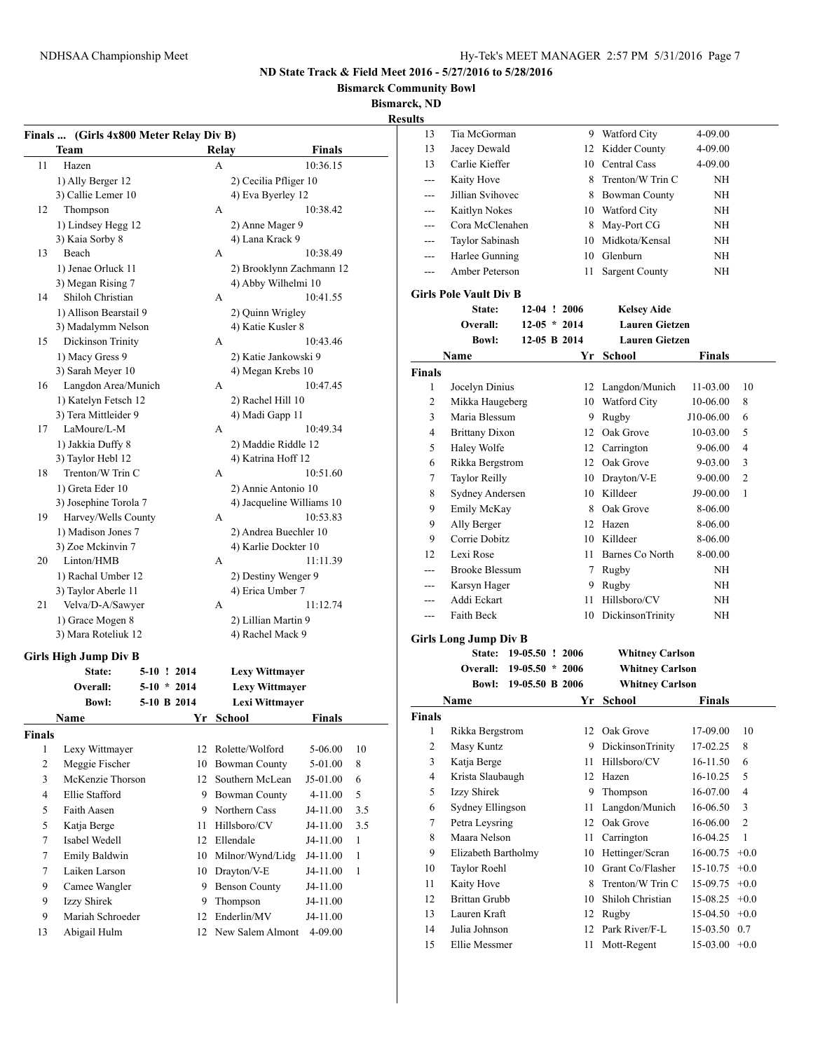## ND State Track & Field Meet 2016 - 5/27/2016 to 5/28/2016

**Bismarck Community Bowl**

**Bismarck, ND**

**Results**

### Finals ... (Girls 4x800 Meter Relay Div B)

| | Team | Relay | Finals |
|---|---|---|---|
| 11 | Hazen | A | 10:36.15 |
| | 1) Ally Berger 12 | 2) Cecilia Pfliger 10 | |
| | 3) Callie Lemer 10 | 4) Eva Byerley 12 | |
| 12 | Thompson | A | 10:38.42 |
| | 1) Lindsey Hegg 12 | 2) Anne Mager 9 | |
| | 3) Kaia Sorby 8 | 4) Lana Krack 9 | |
| 13 | Beach | A | 10:38.49 |
| | 1) Jenae Orluck 11 | 2) Brooklynn Zachmann 12 | |
| | 3) Megan Rising 7 | 4) Abby Wilhelmi 10 | |
| 14 | Shiloh Christian | A | 10:41.55 |
| | 1) Allison Bearstail 9 | 2) Quinn Wrigley | |
| | 3) Madalymm Nelson | 4) Katie Kusler 8 | |
| 15 | Dickinson Trinity | A | 10:43.46 |
| | 1) Macy Gress 9 | 2) Katie Jankowski 9 | |
| | 3) Sarah Meyer 10 | 4) Megan Krebs 10 | |
| 16 | Langdon Area/Munich | A | 10:47.45 |
| | 1) Katelyn Fetsch 12 | 2) Rachel Hill 10 | |
| | 3) Tera Mittleider 9 | 4) Madi Gapp 11 | |
| 17 | LaMoure/L-M | A | 10:49.34 |
| | 1) Jakkia Duffy 8 | 2) Maddie Riddle 12 | |
| | 3) Taylor Hebl 12 | 4) Katrina Hoff 12 | |
| 18 | Trenton/W Trin C | A | 10:51.60 |
| | 1) Greta Eder 10 | 2) Annie Antonio 10 | |
| | 3) Josephine Torola 7 | 4) Jacqueline Williams 10 | |
| 19 | Harvey/Wells County | A | 10:53.83 |
| | 1) Madison Jones 7 | 2) Andrea Buechler 10 | |
| | 3) Zoe Mckinvin 7 | 4) Karlie Dockter 10 | |
| 20 | Linton/HMB | A | 11:11.39 |
| | 1) Rachal Umber 12 | 2) Destiny Wenger 9 | |
| | 3) Taylor Aberle 11 | 4) Erica Umber 7 | |
| 21 | Velva/D-A/Sawyer | A | 11:12.74 |
| | 1) Grace Mogen 8 | 2) Lillian Martin 9 | |
| | 3) Mara Roteliuk 12 | 4) Rachel Mack 9 | |

### Girls High Jump Div B

| | | | |
|---|---|---|---|
| State: | 5-10 ! 2014 | Lexy Wittmayer |
| Overall: | 5-10 * 2014 | Lexy Wittmayer |
| Bowl: | 5-10 B 2014 | Lexi Wittmayer |

**Finals**

| | Name | Yr | School | Finals | |
|---|---|---|---|---|---|
| 1 | Lexy Wittmayer | 12 | Rolette/Wolford | 5-06.00 | 10 |
| 2 | Meggie Fischer | 10 | Bowman County | 5-01.00 | 8 |
| 3 | McKenzie Thorson | 12 | Southern McLean | J5-01.00 | 6 |
| 4 | Ellie Stafford | 9 | Bowman County | 4-11.00 | 5 |
| 5 | Faith Aasen | 9 | Northern Cass | J4-11.00 | 3.5 |
| 5 | Katja Berge | 11 | Hillsboro/CV | J4-11.00 | 3.5 |
| 7 | Isabel Wedell | 12 | Ellendale | J4-11.00 | 1 |
| 7 | Emily Baldwin | 10 | Milnor/Wynd/Lidg | J4-11.00 | 1 |
| 7 | Laiken Larson | 10 | Drayton/V-E | J4-11.00 | 1 |
| 9 | Camee Wangler | 9 | Benson County | J4-11.00 | |
| 9 | Izzy Shirek | 9 | Thompson | J4-11.00 | |
| 9 | Mariah Schroeder | 12 | Enderlin/MV | J4-11.00 | |
| 13 | Abigail Hulm | 12 | New Salem Almont | 4-09.00 | |
| 13 | Tia McGorman | 9 | Watford City | 4-09.00 | |
| 13 | Jacey Dewald | 12 | Kidder County | 4-09.00 | |
| 13 | Carlie Kieffer | 10 | Central Cass | 4-09.00 | |
| --- | Kaity Hove | 8 | Trenton/W Trin C | NH | |
| --- | Jillian Svihovec | 8 | Bowman County | NH | |
| --- | Kaitlyn Nokes | 10 | Watford City | NH | |
| --- | Cora McClenahen | 8 | May-Port CG | NH | |
| --- | Taylor Sabinash | 10 | Midkota/Kensal | NH | |
| --- | Harlee Gunning | 10 | Glenburn | NH | |
| --- | Amber Peterson | 11 | Sargent County | NH | |

### Girls Pole Vault Div B

| | | |
|---|---|---|
| State: | 12-04 ! 2006 | Kelsey Aide |
| Overall: | 12-05 * 2014 | Lauren Gietzen |
| Bowl: | 12-05 B 2014 | Lauren Gietzen |

**Finals**

| | Name | Yr | School | Finals | |
|---|---|---|---|---|---|
| 1 | Jocelyn Dinius | 12 | Langdon/Munich | 11-03.00 | 10 |
| 2 | Mikka Haugeberg | 10 | Watford City | 10-06.00 | 8 |
| 3 | Maria Blessum | 9 | Rugby | J10-06.00 | 6 |
| 4 | Brittany Dixon | 12 | Oak Grove | 10-03.00 | 5 |
| 5 | Haley Wolfe | 12 | Carrington | 9-06.00 | 4 |
| 6 | Rikka Bergstrom | 12 | Oak Grove | 9-03.00 | 3 |
| 7 | Taylor Reilly | 10 | Drayton/V-E | 9-00.00 | 2 |
| 8 | Sydney Andersen | 10 | Killdeer | J9-00.00 | 1 |
| 9 | Emily McKay | 8 | Oak Grove | 8-06.00 | |
| 9 | Ally Berger | 12 | Hazen | 8-06.00 | |
| 9 | Corrie Dobitz | 10 | Killdeer | 8-06.00 | |
| 12 | Lexi Rose | 11 | Barnes Co North | 8-00.00 | |
| --- | Brooke Blessum | 7 | Rugby | NH | |
| --- | Karsyn Hager | 9 | Rugby | NH | |
| --- | Addi Eckart | 11 | Hillsboro/CV | NH | |
| --- | Faith Beck | 10 | DickinsonTrinity | NH | |

### Girls Long Jump Div B

| | | |
|---|---|---|
| State: | 19-05.50 ! 2006 | Whitney Carlson |
| Overall: | 19-05.50 * 2006 | Whitney Carlson |
| Bowl: | 19-05.50 B 2006 | Whitney Carlson |

**Finals**

| | Name | Yr | School | Finals | |
|---|---|---|---|---|---|
| 1 | Rikka Bergstrom | 12 | Oak Grove | 17-09.00 | 10 |
| 2 | Masy Kuntz | 9 | DickinsonTrinity | 17-02.25 | 8 |
| 3 | Katja Berge | 11 | Hillsboro/CV | 16-11.50 | 6 |
| 4 | Krista Slaubaugh | 12 | Hazen | 16-10.25 | 5 |
| 5 | Izzy Shirek | 9 | Thompson | 16-07.00 | 4 |
| 6 | Sydney Ellingson | 11 | Langdon/Munich | 16-06.50 | 3 |
| 7 | Petra Leysring | 12 | Oak Grove | 16-06.00 | 2 |
| 8 | Maara Nelson | 11 | Carrington | 16-04.25 | 1 |
| 9 | Elizabeth Bartholmy | 10 | Hettinger/Scran | 16-00.75 | +0.0 |
| 10 | Taylor Roehl | 10 | Grant Co/Flasher | 15-10.75 | +0.0 |
| 11 | Kaity Hove | 8 | Trenton/W Trin C | 15-09.75 | +0.0 |
| 12 | Brittan Grubb | 10 | Shiloh Christian | 15-08.25 | +0.0 |
| 13 | Lauren Kraft | 12 | Rugby | 15-04.50 | +0.0 |
| 14 | Julia Johnson | 12 | Park River/F-L | 15-03.50 | 0.7 |
| 15 | Ellie Messmer | 11 | Mott-Regent | 15-03.00 | +0.0 |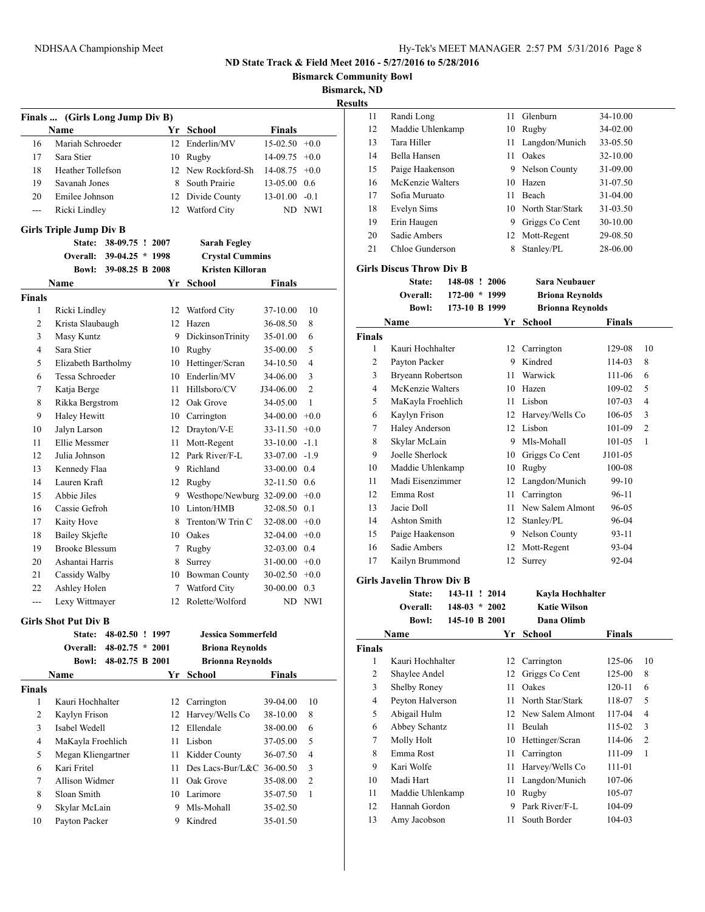# ND State Track & Field Meet 2016 - 5/27/2016 to 5/28/2016

**Bismarck Community Bowl**

**Bismarck, ND**

**Results**

## Finals ... (Girls Long Jump Div B)

| | Name | Yr | School | Finals | |
|---|---|---|---|---|---|
| 16 | Mariah Schroeder | 12 | Enderlin/MV | 15-02.50 | +0.0 |
| 17 | Sara Stier | 10 | Rugby | 14-09.75 | +0.0 |
| 18 | Heather Tollefson | 12 | New Rockford-Sh | 14-08.75 | +0.0 |
| 19 | Savanah Jones | 8 | South Prairie | 13-05.00 | 0.6 |
| 20 | Emilee Johnson | 12 | Divide County | 13-01.00 | -0.1 |
| --- | Ricki Lindley | 12 | Watford City | ND | NWI |

## Girls Triple Jump Div B

State: 38-09.75 ! 2007 Sarah Fegley
Overall: 39-04.25 * 1998 Crystal Cummins
Bowl: 39-08.25 B 2008 Kristen Killoran

| | Name | Yr | School | Finals | |
|---|---|---|---|---|---|
| **Finals** | | | | | |
| 1 | Ricki Lindley | 12 | Watford City | 37-10.00 | 10 |
| 2 | Krista Slaubaugh | 12 | Hazen | 36-08.50 | 8 |
| 3 | Masy Kuntz | 9 | DickinsonTrinity | 35-01.00 | 6 |
| 4 | Sara Stier | 10 | Rugby | 35-00.00 | 5 |
| 5 | Elizabeth Bartholmy | 10 | Hettinger/Scran | 34-10.50 | 4 |
| 6 | Tessa Schroeder | 10 | Enderlin/MV | 34-06.00 | 3 |
| 7 | Katja Berge | 11 | Hillsboro/CV | J34-06.00 | 2 |
| 8 | Rikka Bergstrom | 12 | Oak Grove | 34-05.00 | 1 |
| 9 | Haley Hewitt | 10 | Carrington | 34-00.00 | +0.0 |
| 10 | Jalyn Larson | 12 | Drayton/V-E | 33-11.50 | +0.0 |
| 11 | Ellie Messmer | 11 | Mott-Regent | 33-10.00 | -1.1 |
| 12 | Julia Johnson | 12 | Park River/F-L | 33-07.00 | -1.9 |
| 13 | Kennedy Flaa | 9 | Richland | 33-00.00 | 0.4 |
| 14 | Lauren Kraft | 12 | Rugby | 32-11.50 | 0.6 |
| 15 | Abbie Jiles | 9 | Westhope/Newburg | 32-09.00 | +0.0 |
| 16 | Cassie Gefroh | 10 | Linton/HMB | 32-08.50 | 0.1 |
| 17 | Kaity Hove | 8 | Trenton/W Trin C | 32-08.00 | +0.0 |
| 18 | Bailey Skjefte | 10 | Oakes | 32-04.00 | +0.0 |
| 19 | Brooke Blessum | 7 | Rugby | 32-03.00 | 0.4 |
| 20 | Ashantai Harris | 8 | Surrey | 31-00.00 | +0.0 |
| 21 | Cassidy Walby | 10 | Bowman County | 30-02.50 | +0.0 |
| 22 | Ashley Holen | 7 | Watford City | 30-00.00 | 0.3 |
| --- | Lexy Wittmayer | 12 | Rolette/Wolford | ND | NWI |

## Girls Shot Put Div B

State: 48-02.50 ! 1997 Jessica Sommerfeld
Overall: 48-02.75 * 2001 Briona Reynolds
Bowl: 48-02.75 B 2001 Brionna Reynolds

| | Name | Yr | School | Finals | |
|---|---|---|---|---|---|
| **Finals** | | | | | |
| 1 | Kauri Hochhalter | 12 | Carrington | 39-04.00 | 10 |
| 2 | Kaylyn Frison | 12 | Harvey/Wells Co | 38-10.00 | 8 |
| 3 | Isabel Wedell | 12 | Ellendale | 38-00.00 | 6 |
| 4 | MaKayla Froehlich | 11 | Lisbon | 37-05.00 | 5 |
| 5 | Megan Kliengartner | 11 | Kidder County | 36-07.50 | 4 |
| 6 | Kari Fritel | 11 | Des Lacs-Bur/L&C | 36-00.50 | 3 |
| 7 | Allison Widmer | 11 | Oak Grove | 35-08.00 | 2 |
| 8 | Sloan Smith | 10 | Larimore | 35-07.50 | 1 |
| 9 | Skylar McLain | 9 | Mls-Mohall | 35-02.50 | |
| 10 | Payton Packer | 9 | Kindred | 35-01.50 | |
| 11 | Randi Long | 11 | Glenburn | 34-10.00 | |
| 12 | Maddie Uhlenkamp | 10 | Rugby | 34-02.00 | |
| 13 | Tara Hiller | 11 | Langdon/Munich | 33-05.50 | |
| 14 | Bella Hansen | 11 | Oakes | 32-10.00 | |
| 15 | Paige Haakenson | 9 | Nelson County | 31-09.00 | |
| 16 | McKenzie Walters | 10 | Hazen | 31-07.50 | |
| 17 | Sofia Muruato | 11 | Beach | 31-04.00 | |
| 18 | Evelyn Sims | 10 | North Star/Stark | 31-03.50 | |
| 19 | Erin Haugen | 9 | Griggs Co Cent | 30-10.00 | |
| 20 | Sadie Ambers | 12 | Mott-Regent | 29-08.50 | |
| 21 | Chloe Gunderson | 8 | Stanley/PL | 28-06.00 | |

## Girls Discus Throw Div B

State: 148-08 ! 2006 Sara Neubauer
Overall: 172-00 * 1999 Briona Reynolds
Bowl: 173-10 B 1999 Brionna Reynolds

| | Name | Yr | School | Finals | |
|---|---|---|---|---|---|
| **Finals** | | | | | |
| 1 | Kauri Hochhalter | 12 | Carrington | 129-08 | 10 |
| 2 | Payton Packer | 9 | Kindred | 114-03 | 8 |
| 3 | Bryeann Robertson | 11 | Warwick | 111-06 | 6 |
| 4 | McKenzie Walters | 10 | Hazen | 109-02 | 5 |
| 5 | MaKayla Froehlich | 11 | Lisbon | 107-03 | 4 |
| 6 | Kaylyn Frison | 12 | Harvey/Wells Co | 106-05 | 3 |
| 7 | Haley Anderson | 12 | Lisbon | 101-09 | 2 |
| 8 | Skylar McLain | 9 | Mls-Mohall | 101-05 | 1 |
| 9 | Joelle Sherlock | 10 | Griggs Co Cent | J101-05 | |
| 10 | Maddie Uhlenkamp | 10 | Rugby | 100-08 | |
| 11 | Madi Eisenzimmer | 12 | Langdon/Munich | 99-10 | |
| 12 | Emma Rost | 11 | Carrington | 96-11 | |
| 13 | Jacie Doll | 11 | New Salem Almont | 96-05 | |
| 14 | Ashton Smith | 12 | Stanley/PL | 96-04 | |
| 15 | Paige Haakenson | 9 | Nelson County | 93-11 | |
| 16 | Sadie Ambers | 12 | Mott-Regent | 93-04 | |
| 17 | Kailyn Brummond | 12 | Surrey | 92-04 | |

## Girls Javelin Throw Div B

State: 143-11 ! 2014 Kayla Hochhalter
Overall: 148-03 * 2002 Katie Wilson
Bowl: 145-10 B 2001 Dana Olimb

| | Name | Yr | School | Finals | |
|---|---|---|---|---|---|
| **Finals** | | | | | |
| 1 | Kauri Hochhalter | 12 | Carrington | 125-06 | 10 |
| 2 | Shaylee Andel | 12 | Griggs Co Cent | 125-00 | 8 |
| 3 | Shelby Roney | 11 | Oakes | 120-11 | 6 |
| 4 | Peyton Halverson | 11 | North Star/Stark | 118-07 | 5 |
| 5 | Abigail Hulm | 12 | New Salem Almont | 117-04 | 4 |
| 6 | Abbey Schantz | 11 | Beulah | 115-02 | 3 |
| 7 | Molly Holt | 10 | Hettinger/Scran | 114-06 | 2 |
| 8 | Emma Rost | 11 | Carrington | 111-09 | 1 |
| 9 | Kari Wolfe | 11 | Harvey/Wells Co | 111-01 | |
| 10 | Madi Hart | 11 | Langdon/Munich | 107-06 | |
| 11 | Maddie Uhlenkamp | 10 | Rugby | 105-07 | |
| 12 | Hannah Gordon | 9 | Park River/F-L | 104-09 | |
| 13 | Amy Jacobson | 11 | South Border | 104-03 | |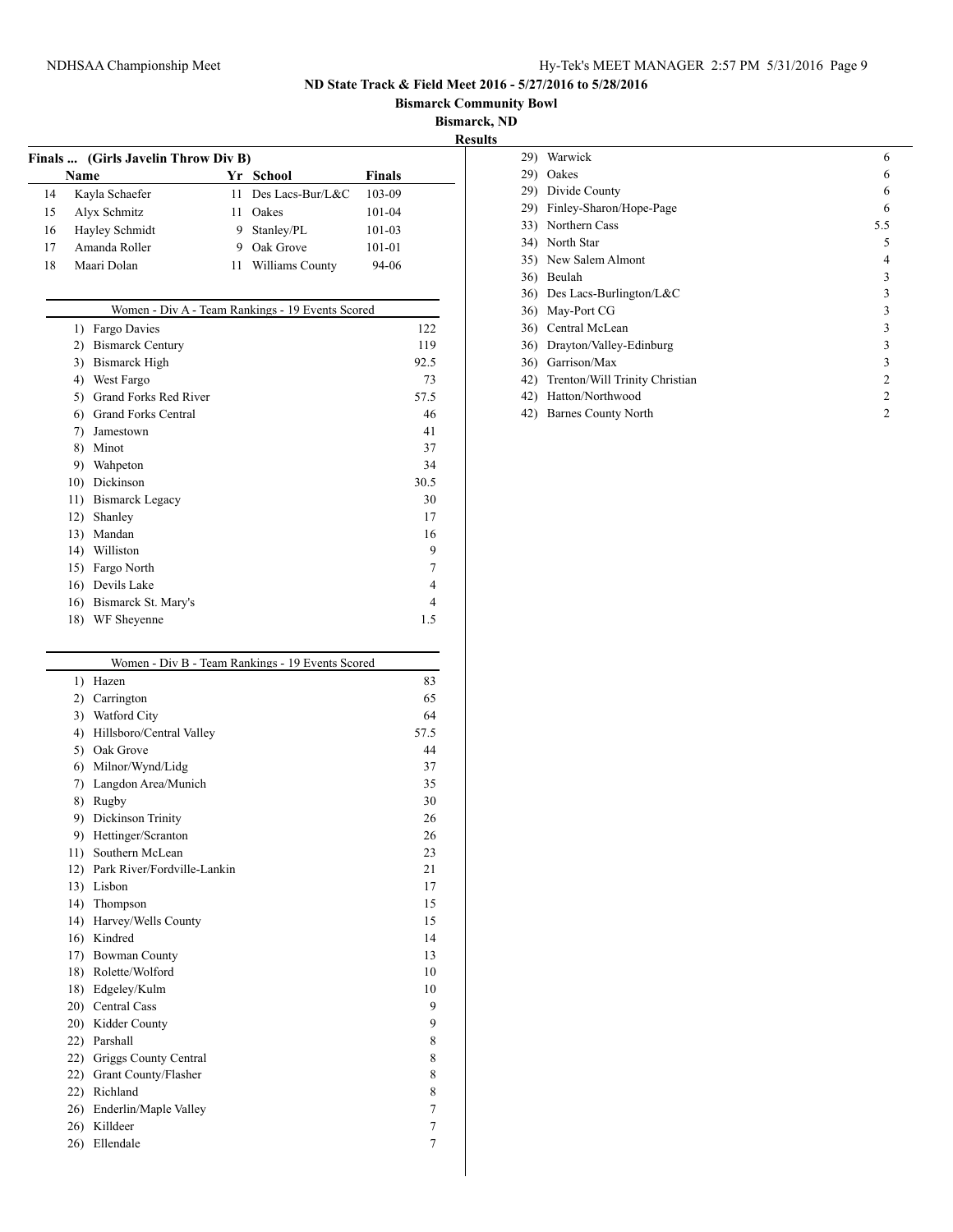**ND State Track & Field Meet 2016 - 5/27/2016 to 5/28/2016**

**Bismarck Community Bowl**

**Bismarck, ND**

**Results**

**Finals ... (Girls Javelin Throw Div B)**

| | Name | Yr | School | Finals |
|---|---|---|---|---|
| 14 | Kayla Schaefer | 11 | Des Lacs-Bur/L&C | 103-09 |
| 15 | Alyx Schmitz | 11 | Oakes | 101-04 |
| 16 | Hayley Schmidt | 9 | Stanley/PL | 101-03 |
| 17 | Amanda Roller | 9 | Oak Grove | 101-01 |
| 18 | Maari Dolan | 11 | Williams County | 94-06 |

**Women - Div A - Team Rankings - 19 Events Scored**

| Rank | Team | Points |
|---|---|---|
| 1) | Fargo Davies | 122 |
| 2) | Bismarck Century | 119 |
| 3) | Bismarck High | 92.5 |
| 4) | West Fargo | 73 |
| 5) | Grand Forks Red River | 57.5 |
| 6) | Grand Forks Central | 46 |
| 7) | Jamestown | 41 |
| 8) | Minot | 37 |
| 9) | Wahpeton | 34 |
| 10) | Dickinson | 30.5 |
| 11) | Bismarck Legacy | 30 |
| 12) | Shanley | 17 |
| 13) | Mandan | 16 |
| 14) | Williston | 9 |
| 15) | Fargo North | 7 |
| 16) | Devils Lake | 4 |
| 16) | Bismarck St. Mary's | 4 |
| 18) | WF Sheyenne | 1.5 |

**Women - Div B - Team Rankings - 19 Events Scored**

| Rank | Team | Points |
|---|---|---|
| 1) | Hazen | 83 |
| 2) | Carrington | 65 |
| 3) | Watford City | 64 |
| 4) | Hillsboro/Central Valley | 57.5 |
| 5) | Oak Grove | 44 |
| 6) | Milnor/Wynd/Lidg | 37 |
| 7) | Langdon Area/Munich | 35 |
| 8) | Rugby | 30 |
| 9) | Dickinson Trinity | 26 |
| 9) | Hettinger/Scranton | 26 |
| 11) | Southern McLean | 23 |
| 12) | Park River/Fordville-Lankin | 21 |
| 13) | Lisbon | 17 |
| 14) | Thompson | 15 |
| 14) | Harvey/Wells County | 15 |
| 16) | Kindred | 14 |
| 17) | Bowman County | 13 |
| 18) | Rolette/Wolford | 10 |
| 18) | Edgeley/Kulm | 10 |
| 20) | Central Cass | 9 |
| 20) | Kidder County | 9 |
| 22) | Parshall | 8 |
| 22) | Griggs County Central | 8 |
| 22) | Grant County/Flasher | 8 |
| 22) | Richland | 8 |
| 26) | Enderlin/Maple Valley | 7 |
| 26) | Killdeer | 7 |
| 26) | Ellendale | 7 |
| 29) | Warwick | 6 |
| 29) | Oakes | 6 |
| 29) | Divide County | 6 |
| 29) | Finley-Sharon/Hope-Page | 6 |
| 33) | Northern Cass | 5.5 |
| 34) | North Star | 5 |
| 35) | New Salem Almont | 4 |
| 36) | Beulah | 3 |
| 36) | Des Lacs-Burlington/L&C | 3 |
| 36) | May-Port CG | 3 |
| 36) | Central McLean | 3 |
| 36) | Drayton/Valley-Edinburg | 3 |
| 36) | Garrison/Max | 3 |
| 42) | Trenton/Will Trinity Christian | 2 |
| 42) | Hatton/Northwood | 2 |
| 42) | Barnes County North | 2 |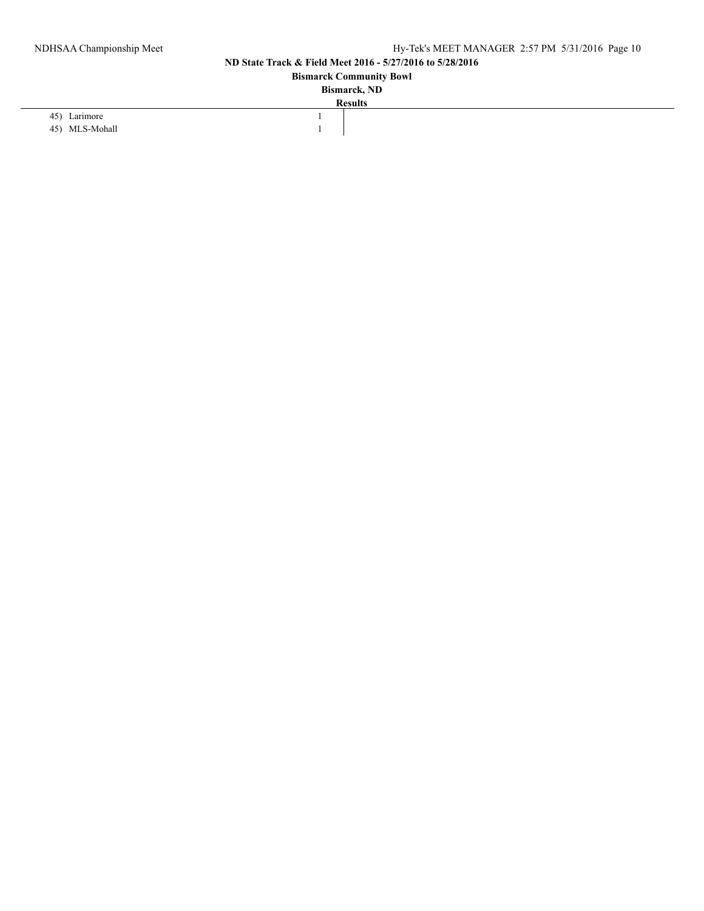| | | |
|---|---|---|
| 45) | Larimore | 1 |
| 45) | MLS-Mohall | 1 |